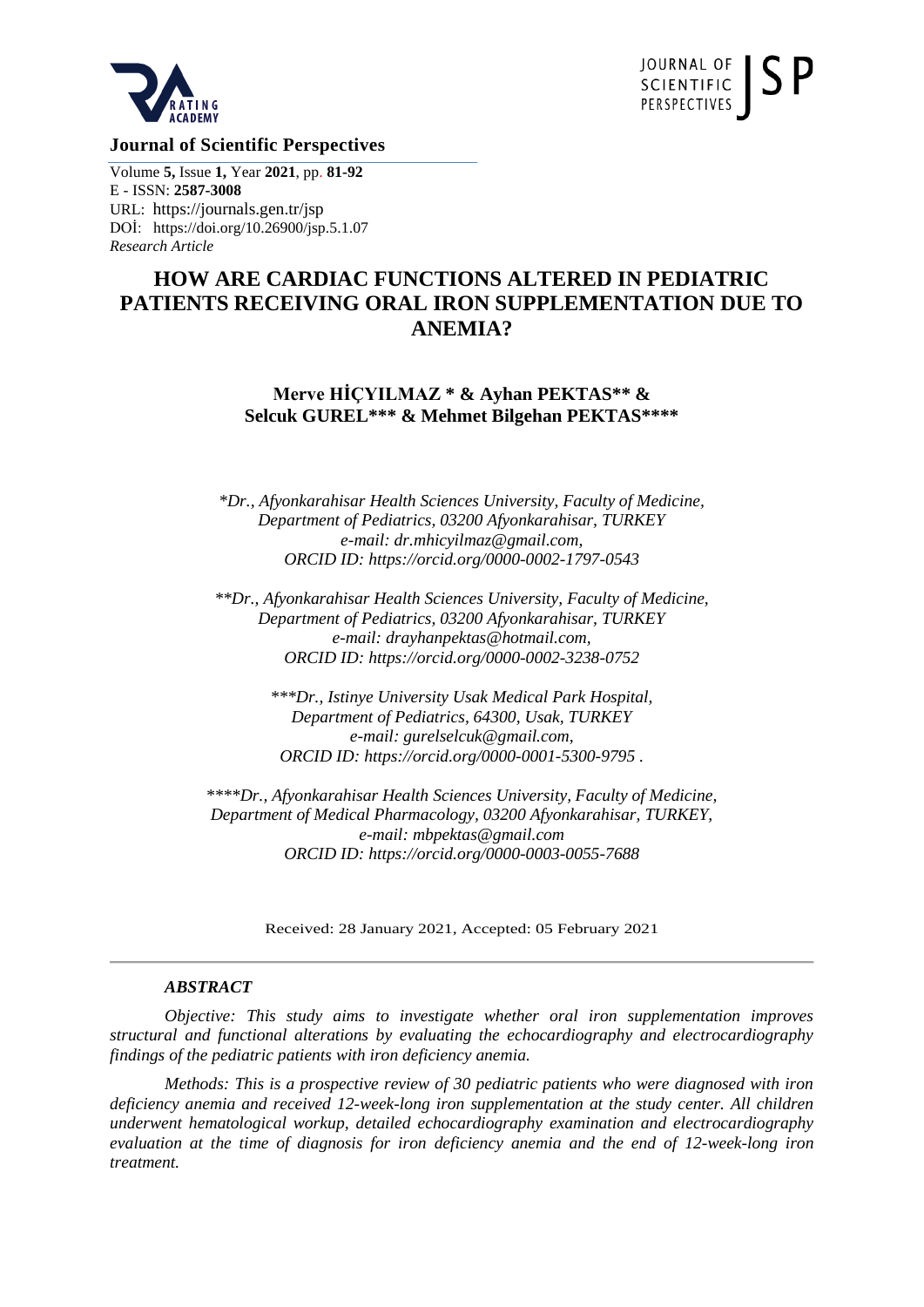**Journal of Scientific Perspectives**

Volume **5,** Issue **1,** Year **2021**, pp. **81-92**
E - ISSN: **2587-3008**
URL: https://journals.gen.tr/jsp
DOİ: https://doi.org/10.26900/jsp.5.1.07
*Research Article*

# HOW ARE CARDIAC FUNCTIONS ALTERED IN PEDIATRIC PATIENTS RECEIVING ORAL IRON SUPPLEMENTATION DUE TO ANEMIA?

**Merve HİÇYILMAZ * & Ayhan PEKTAS** & Selcuk GUREL*** & Mehmet Bilgehan PEKTAS******

*\*Dr., Afyonkarahisar Health Sciences University, Faculty of Medicine, Department of Pediatrics, 03200 Afyonkarahisar, TURKEY e-mail: dr.mhicyilmaz@gmail.com, ORCID ID: https://orcid.org/0000-0002-1797-0543*

*\*\*Dr., Afyonkarahisar Health Sciences University, Faculty of Medicine, Department of Pediatrics, 03200 Afyonkarahisar, TURKEY e-mail: drayhanpektas@hotmail.com, ORCID ID: https://orcid.org/0000-0002-3238-0752*

*\*\*\*Dr., Istinye University Usak Medical Park Hospital, Department of Pediatrics, 64300, Usak, TURKEY e-mail: gurelselcuk@gmail.com, ORCID ID: https://orcid.org/0000-0001-5300-9795 .*

*\*\*\*\*Dr., Afyonkarahisar Health Sciences University, Faculty of Medicine, Department of Medical Pharmacology, 03200 Afyonkarahisar, TURKEY, e-mail: mbpektas@gmail.com ORCID ID: https://orcid.org/0000-0003-0055-7688*

Received: 28 January 2021, Accepted: 05 February 2021

### *ABSTRACT*

*Objective: This study aims to investigate whether oral iron supplementation improves structural and functional alterations by evaluating the echocardiography and electrocardiography findings of the pediatric patients with iron deficiency anemia.*

*Methods: This is a prospective review of 30 pediatric patients who were diagnosed with iron deficiency anemia and received 12-week-long iron supplementation at the study center. All children underwent hematological workup, detailed echocardiography examination and electrocardiography evaluation at the time of diagnosis for iron deficiency anemia and the end of 12-week-long iron treatment.*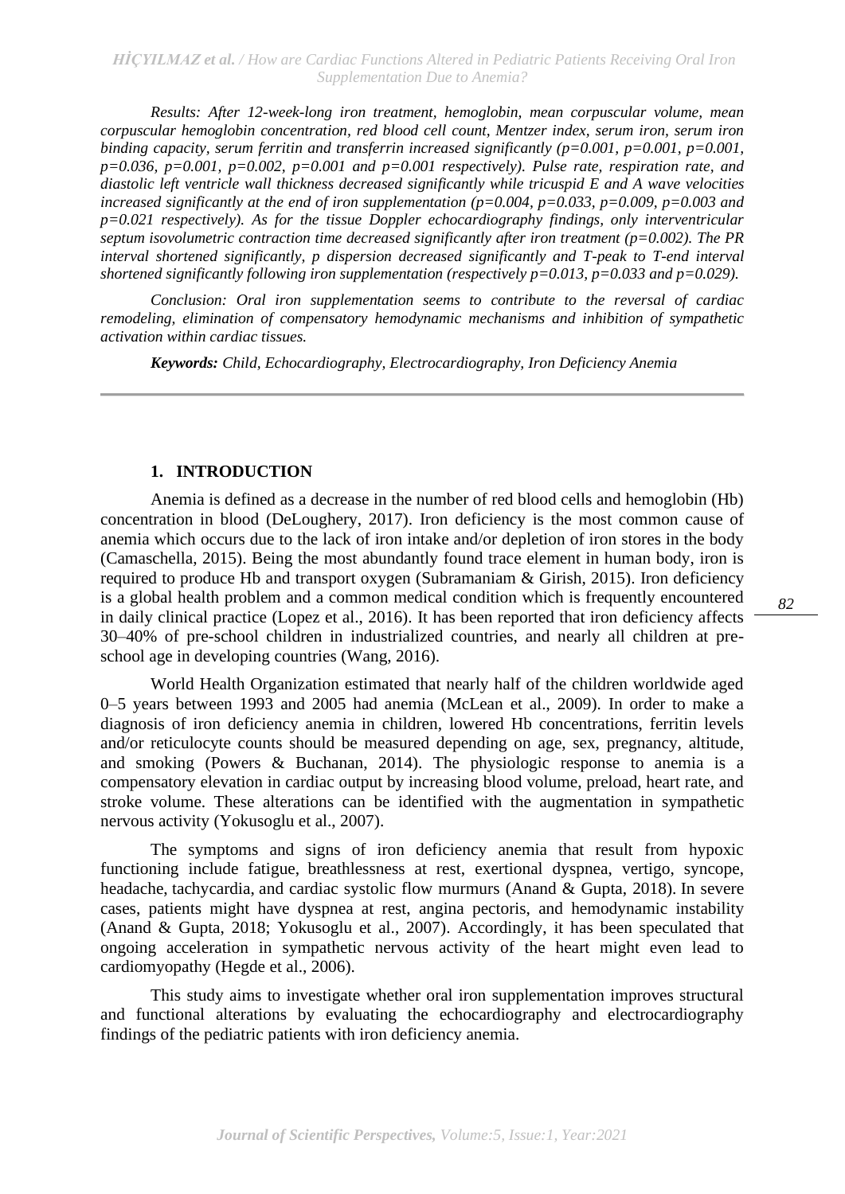*Results: After 12-week-long iron treatment, hemoglobin, mean corpuscular volume, mean corpuscular hemoglobin concentration, red blood cell count, Mentzer index, serum iron, serum iron binding capacity, serum ferritin and transferrin increased significantly (p=0.001, p=0.001, p=0.001, p=0.036, p=0.001, p=0.002, p=0.001 and p=0.001 respectively). Pulse rate, respiration rate, and diastolic left ventricle wall thickness decreased significantly while tricuspid E and A wave velocities increased significantly at the end of iron supplementation (p=0.004, p=0.033, p=0.009, p=0.003 and p=0.021 respectively). As for the tissue Doppler echocardiography findings, only interventricular septum isovolumetric contraction time decreased significantly after iron treatment (p=0.002). The PR interval shortened significantly, p dispersion decreased significantly and T-peak to T-end interval shortened significantly following iron supplementation (respectively p=0.013, p=0.033 and p=0.029).*

*Conclusion: Oral iron supplementation seems to contribute to the reversal of cardiac remodeling, elimination of compensatory hemodynamic mechanisms and inhibition of sympathetic activation within cardiac tissues.*

***Keywords:*** *Child, Echocardiography, Electrocardiography, Iron Deficiency Anemia*

## 1. INTRODUCTION

Anemia is defined as a decrease in the number of red blood cells and hemoglobin (Hb) concentration in blood (DeLoughery, 2017). Iron deficiency is the most common cause of anemia which occurs due to the lack of iron intake and/or depletion of iron stores in the body (Camaschella, 2015). Being the most abundantly found trace element in human body, iron is required to produce Hb and transport oxygen (Subramaniam & Girish, 2015). Iron deficiency is a global health problem and a common medical condition which is frequently encountered in daily clinical practice (Lopez et al., 2016). It has been reported that iron deficiency affects 30–40% of pre-school children in industrialized countries, and nearly all children at pre-school age in developing countries (Wang, 2016).

World Health Organization estimated that nearly half of the children worldwide aged 0–5 years between 1993 and 2005 had anemia (McLean et al., 2009). In order to make a diagnosis of iron deficiency anemia in children, lowered Hb concentrations, ferritin levels and/or reticulocyte counts should be measured depending on age, sex, pregnancy, altitude, and smoking (Powers & Buchanan, 2014). The physiologic response to anemia is a compensatory elevation in cardiac output by increasing blood volume, preload, heart rate, and stroke volume. These alterations can be identified with the augmentation in sympathetic nervous activity (Yokusoglu et al., 2007).

The symptoms and signs of iron deficiency anemia that result from hypoxic functioning include fatigue, breathlessness at rest, exertional dyspnea, vertigo, syncope, headache, tachycardia, and cardiac systolic flow murmurs (Anand & Gupta, 2018). In severe cases, patients might have dyspnea at rest, angina pectoris, and hemodynamic instability (Anand & Gupta, 2018; Yokusoglu et al., 2007). Accordingly, it has been speculated that ongoing acceleration in sympathetic nervous activity of the heart might even lead to cardiomyopathy (Hegde et al., 2006).

This study aims to investigate whether oral iron supplementation improves structural and functional alterations by evaluating the echocardiography and electrocardiography findings of the pediatric patients with iron deficiency anemia.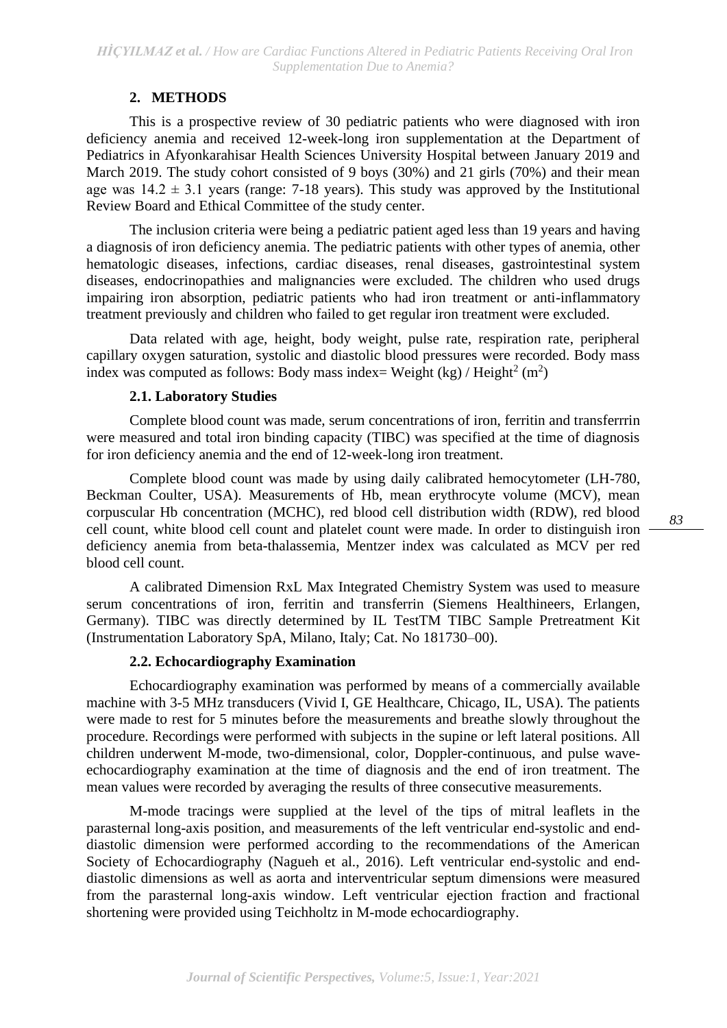## 2. METHODS

This is a prospective review of 30 pediatric patients who were diagnosed with iron deficiency anemia and received 12-week-long iron supplementation at the Department of Pediatrics in Afyonkarahisar Health Sciences University Hospital between January 2019 and March 2019. The study cohort consisted of 9 boys (30%) and 21 girls (70%) and their mean age was $14.2 \pm 3.1$ years (range: 7-18 years). This study was approved by the Institutional Review Board and Ethical Committee of the study center.

The inclusion criteria were being a pediatric patient aged less than 19 years and having a diagnosis of iron deficiency anemia. The pediatric patients with other types of anemia, other hematologic diseases, infections, cardiac diseases, renal diseases, gastrointestinal system diseases, endocrinopathies and malignancies were excluded. The children who used drugs impairing iron absorption, pediatric patients who had iron treatment or anti-inflammatory treatment previously and children who failed to get regular iron treatment were excluded.

Data related with age, height, body weight, pulse rate, respiration rate, peripheral capillary oxygen saturation, systolic and diastolic blood pressures were recorded. Body mass index was computed as follows: Body mass index= Weight (kg) / Height$^2$ (m$^2$)

### 2.1. Laboratory Studies

Complete blood count was made, serum concentrations of iron, ferritin and transferrrin were measured and total iron binding capacity (TIBC) was specified at the time of diagnosis for iron deficiency anemia and the end of 12-week-long iron treatment.

Complete blood count was made by using daily calibrated hemocytometer (LH-780, Beckman Coulter, USA). Measurements of Hb, mean erythrocyte volume (MCV), mean corpuscular Hb concentration (MCHC), red blood cell distribution width (RDW), red blood cell count, white blood cell count and platelet count were made. In order to distinguish iron deficiency anemia from beta-thalassemia, Mentzer index was calculated as MCV per red blood cell count.

A calibrated Dimension RxL Max Integrated Chemistry System was used to measure serum concentrations of iron, ferritin and transferrin (Siemens Healthineers, Erlangen, Germany). TIBC was directly determined by IL TestTM TIBC Sample Pretreatment Kit (Instrumentation Laboratory SpA, Milano, Italy; Cat. No 181730–00).

### 2.2. Echocardiography Examination

Echocardiography examination was performed by means of a commercially available machine with 3-5 MHz transducers (Vivid I, GE Healthcare, Chicago, IL, USA). The patients were made to rest for 5 minutes before the measurements and breathe slowly throughout the procedure. Recordings were performed with subjects in the supine or left lateral positions. All children underwent M-mode, two-dimensional, color, Doppler-continuous, and pulse wave-echocardiography examination at the time of diagnosis and the end of iron treatment. The mean values were recorded by averaging the results of three consecutive measurements.

M-mode tracings were supplied at the level of the tips of mitral leaflets in the parasternal long-axis position, and measurements of the left ventricular end-systolic and end-diastolic dimension were performed according to the recommendations of the American Society of Echocardiography (Nagueh et al., 2016). Left ventricular end-systolic and end-diastolic dimensions as well as aorta and interventricular septum dimensions were measured from the parasternal long-axis window. Left ventricular ejection fraction and fractional shortening were provided using Teichholtz in M-mode echocardiography.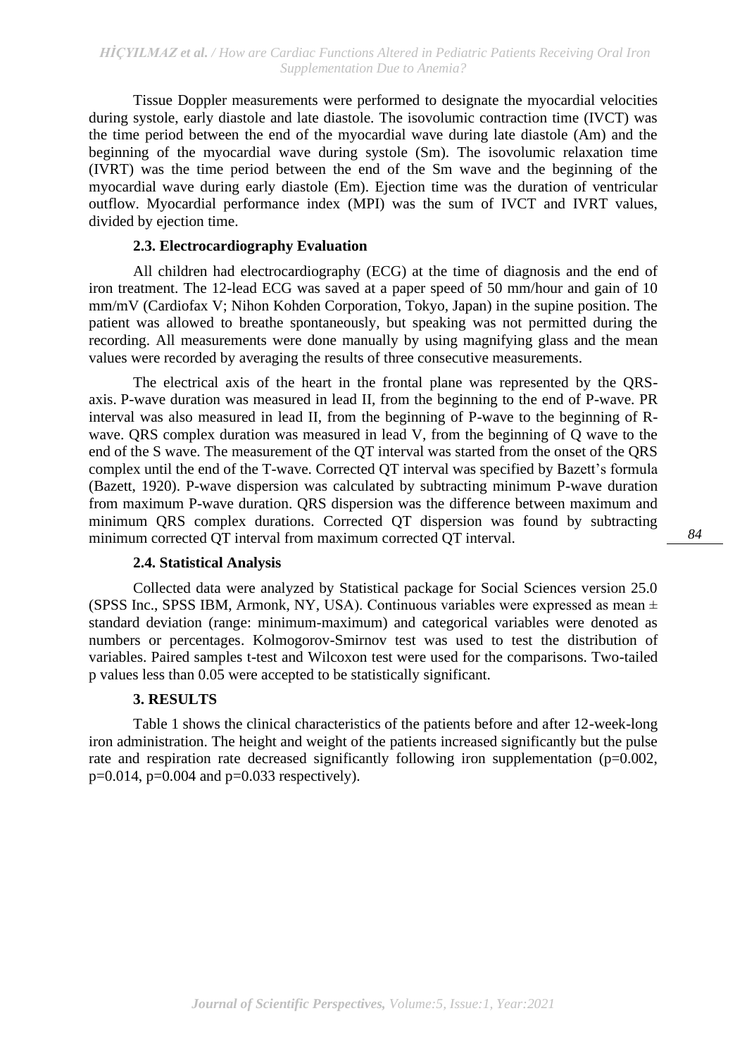Tissue Doppler measurements were performed to designate the myocardial velocities during systole, early diastole and late diastole. The isovolumic contraction time (IVCT) was the time period between the end of the myocardial wave during late diastole (Am) and the beginning of the myocardial wave during systole (Sm). The isovolumic relaxation time (IVRT) was the time period between the end of the Sm wave and the beginning of the myocardial wave during early diastole (Em). Ejection time was the duration of ventricular outflow. Myocardial performance index (MPI) was the sum of IVCT and IVRT values, divided by ejection time.

### 2.3. Electrocardiography Evaluation

All children had electrocardiography (ECG) at the time of diagnosis and the end of iron treatment. The 12-lead ECG was saved at a paper speed of 50 mm/hour and gain of 10 mm/mV (Cardiofax V; Nihon Kohden Corporation, Tokyo, Japan) in the supine position. The patient was allowed to breathe spontaneously, but speaking was not permitted during the recording. All measurements were done manually by using magnifying glass and the mean values were recorded by averaging the results of three consecutive measurements.

The electrical axis of the heart in the frontal plane was represented by the QRS-axis. P-wave duration was measured in lead II, from the beginning to the end of P-wave. PR interval was also measured in lead II, from the beginning of P-wave to the beginning of R-wave. QRS complex duration was measured in lead V, from the beginning of Q wave to the end of the S wave. The measurement of the QT interval was started from the onset of the QRS complex until the end of the T-wave. Corrected QT interval was specified by Bazett's formula (Bazett, 1920). P-wave dispersion was calculated by subtracting minimum P-wave duration from maximum P-wave duration. QRS dispersion was the difference between maximum and minimum QRS complex durations. Corrected QT dispersion was found by subtracting minimum corrected QT interval from maximum corrected QT interval.

### 2.4. Statistical Analysis

Collected data were analyzed by Statistical package for Social Sciences version 25.0 (SPSS Inc., SPSS IBM, Armonk, NY, USA). Continuous variables were expressed as mean ± standard deviation (range: minimum-maximum) and categorical variables were denoted as numbers or percentages. Kolmogorov-Smirnov test was used to test the distribution of variables. Paired samples t-test and Wilcoxon test were used for the comparisons. Two-tailed p values less than 0.05 were accepted to be statistically significant.

## 3. RESULTS

Table 1 shows the clinical characteristics of the patients before and after 12-week-long iron administration. The height and weight of the patients increased significantly but the pulse rate and respiration rate decreased significantly following iron supplementation ($p=0.002$, $p=0.014$, $p=0.004$ and $p=0.033$ respectively).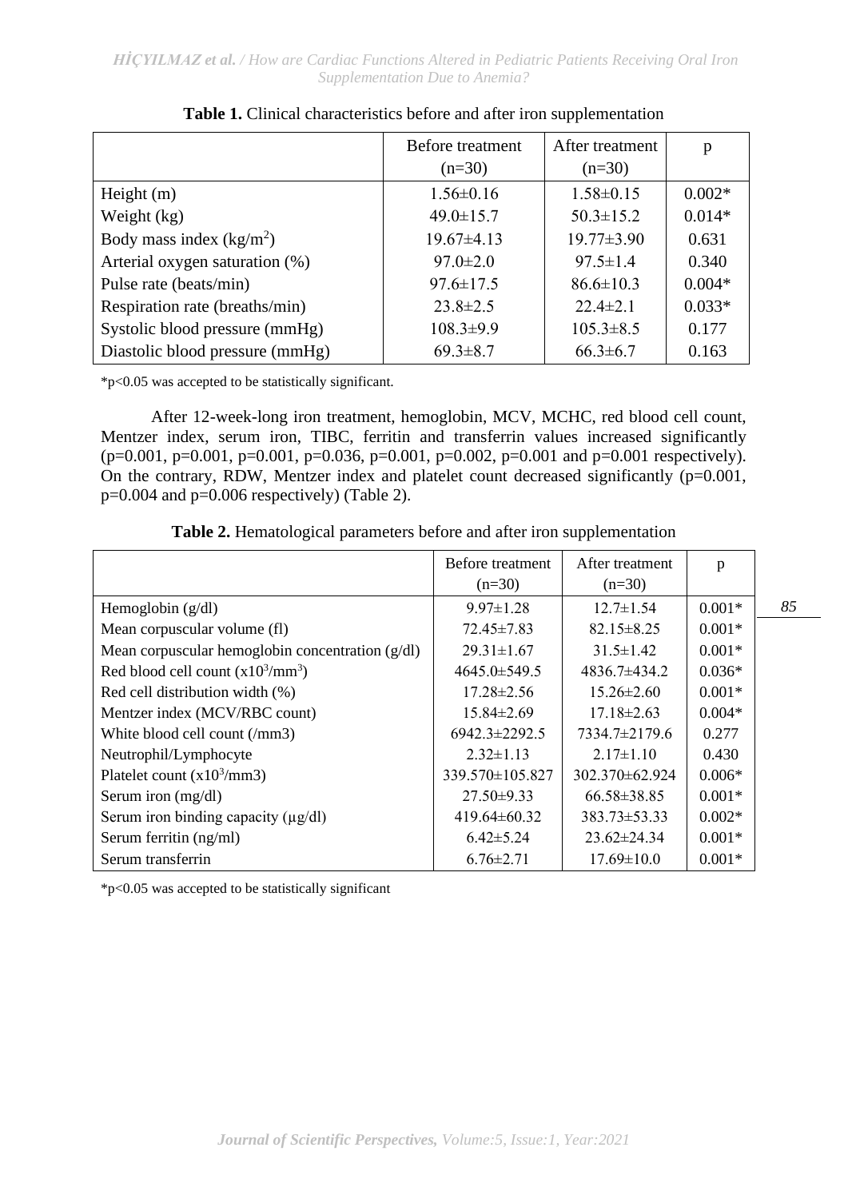**Table 1.** Clinical characteristics before and after iron supplementation

| | Before treatment (n=30) | After treatment (n=30) | p |
|---|---|---|---|
| Height (m) | 1.56±0.16 | 1.58±0.15 | 0.002* |
| Weight (kg) | 49.0±15.7 | 50.3±15.2 | 0.014* |
| Body mass index (kg/m$^2$) | 19.67±4.13 | 19.77±3.90 | 0.631 |
| Arterial oxygen saturation (%) | 97.0±2.0 | 97.5±1.4 | 0.340 |
| Pulse rate (beats/min) | 97.6±17.5 | 86.6±10.3 | 0.004* |
| Respiration rate (breaths/min) | 23.8±2.5 | 22.4±2.1 | 0.033* |
| Systolic blood pressure (mmHg) | 108.3±9.9 | 105.3±8.5 | 0.177 |
| Diastolic blood pressure (mmHg) | 69.3±8.7 | 66.3±6.7 | 0.163 |

*p<0.05 was accepted to be statistically significant.

After 12-week-long iron treatment, hemoglobin, MCV, MCHC, red blood cell count, Mentzer index, serum iron, TIBC, ferritin and transferrin values increased significantly (p=0.001, p=0.001, p=0.001, p=0.036, p=0.001, p=0.002, p=0.001 and p=0.001 respectively). On the contrary, RDW, Mentzer index and platelet count decreased significantly (p=0.001, p=0.004 and p=0.006 respectively) (Table 2).

**Table 2.** Hematological parameters before and after iron supplementation

| | Before treatment (n=30) | After treatment (n=30) | p |
|---|---|---|---|
| Hemoglobin (g/dl) | 9.97±1.28 | 12.7±1.54 | 0.001* |
| Mean corpuscular volume (fl) | 72.45±7.83 | 82.15±8.25 | 0.001* |
| Mean corpuscular hemoglobin concentration (g/dl) | 29.31±1.67 | 31.5±1.42 | 0.001* |
| Red blood cell count (x10$^3$/mm$^3$) | 4645.0±549.5 | 4836.7±434.2 | 0.036* |
| Red cell distribution width (%) | 17.28±2.56 | 15.26±2.60 | 0.001* |
| Mentzer index (MCV/RBC count) | 15.84±2.69 | 17.18±2.63 | 0.004* |
| White blood cell count (/mm3) | 6942.3±2292.5 | 7334.7±2179.6 | 0.277 |
| Neutrophil/Lymphocyte | 2.32±1.13 | 2.17±1.10 | 0.430 |
| Platelet count (x10$^3$/mm3) | 339.570±105.827 | 302.370±62.924 | 0.006* |
| Serum iron (mg/dl) | 27.50±9.33 | 66.58±38.85 | 0.001* |
| Serum iron binding capacity (µg/dl) | 419.64±60.32 | 383.73±53.33 | 0.002* |
| Serum ferritin (ng/ml) | 6.42±5.24 | 23.62±24.34 | 0.001* |
| Serum transferrin | 6.76±2.71 | 17.69±10.0 | 0.001* |

*p<0.05 was accepted to be statistically significant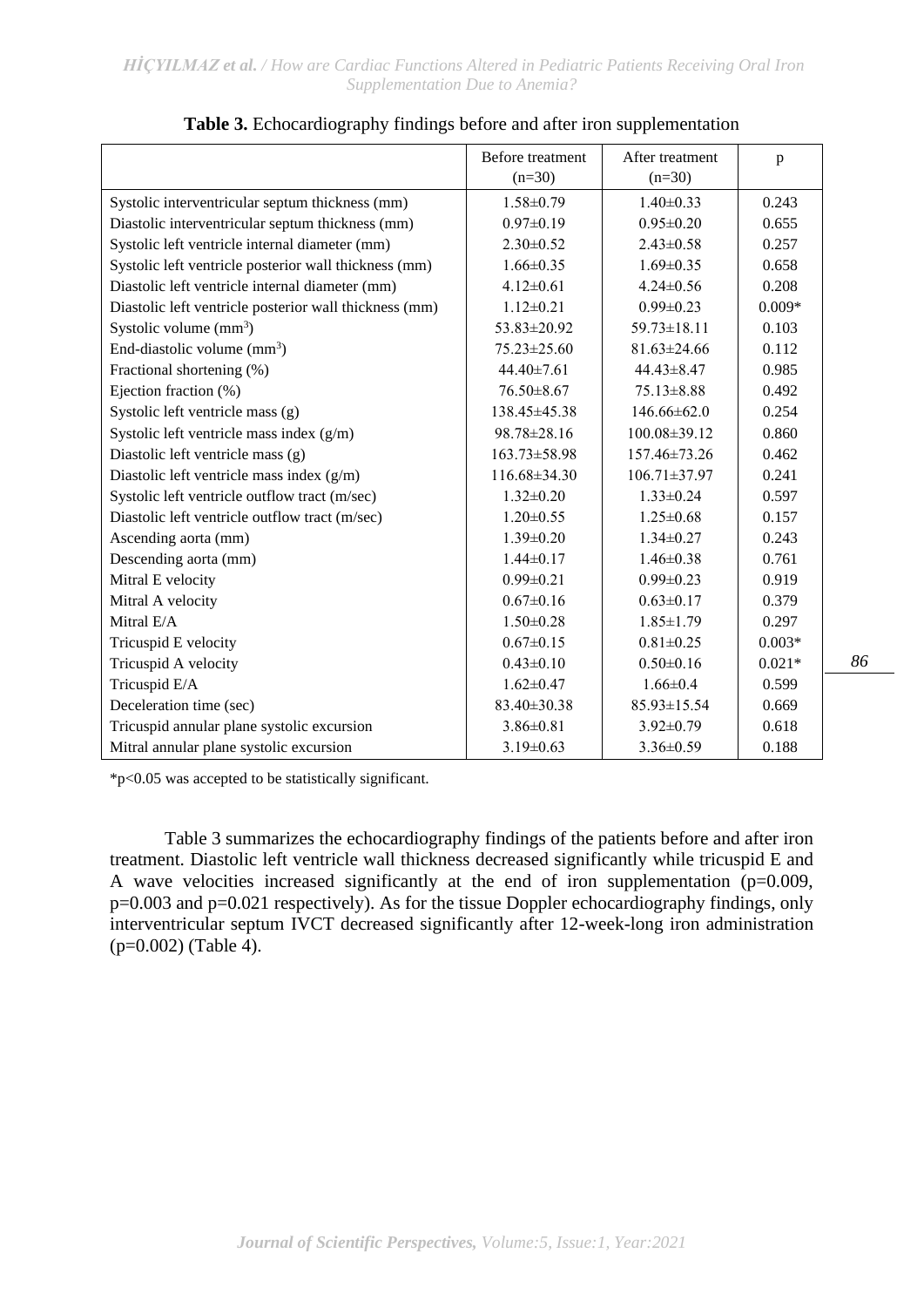**Table 3.** Echocardiography findings before and after iron supplementation

| | Before treatment (n=30) | After treatment (n=30) | p |
|---|---|---|---|
| Systolic interventricular septum thickness (mm) | 1.58±0.79 | 1.40±0.33 | 0.243 |
| Diastolic interventricular septum thickness (mm) | 0.97±0.19 | 0.95±0.20 | 0.655 |
| Systolic left ventricle internal diameter (mm) | 2.30±0.52 | 2.43±0.58 | 0.257 |
| Systolic left ventricle posterior wall thickness (mm) | 1.66±0.35 | 1.69±0.35 | 0.658 |
| Diastolic left ventricle internal diameter (mm) | 4.12±0.61 | 4.24±0.56 | 0.208 |
| Diastolic left ventricle posterior wall thickness (mm) | 1.12±0.21 | 0.99±0.23 | 0.009* |
| Systolic volume ($mm^3$) | 53.83±20.92 | 59.73±18.11 | 0.103 |
| End-diastolic volume ($mm^3$) | 75.23±25.60 | 81.63±24.66 | 0.112 |
| Fractional shortening (%) | 44.40±7.61 | 44.43±8.47 | 0.985 |
| Ejection fraction (%) | 76.50±8.67 | 75.13±8.88 | 0.492 |
| Systolic left ventricle mass (g) | 138.45±45.38 | 146.66±62.0 | 0.254 |
| Systolic left ventricle mass index (g/m) | 98.78±28.16 | 100.08±39.12 | 0.860 |
| Diastolic left ventricle mass (g) | 163.73±58.98 | 157.46±73.26 | 0.462 |
| Diastolic left ventricle mass index (g/m) | 116.68±34.30 | 106.71±37.97 | 0.241 |
| Systolic left ventricle outflow tract (m/sec) | 1.32±0.20 | 1.33±0.24 | 0.597 |
| Diastolic left ventricle outflow tract (m/sec) | 1.20±0.55 | 1.25±0.68 | 0.157 |
| Ascending aorta (mm) | 1.39±0.20 | 1.34±0.27 | 0.243 |
| Descending aorta (mm) | 1.44±0.17 | 1.46±0.38 | 0.761 |
| Mitral E velocity | 0.99±0.21 | 0.99±0.23 | 0.919 |
| Mitral A velocity | 0.67±0.16 | 0.63±0.17 | 0.379 |
| Mitral E/A | 1.50±0.28 | 1.85±1.79 | 0.297 |
| Tricuspid E velocity | 0.67±0.15 | 0.81±0.25 | 0.003* |
| Tricuspid A velocity | 0.43±0.10 | 0.50±0.16 | 0.021* |
| Tricuspid E/A | 1.62±0.47 | 1.66±0.4 | 0.599 |
| Deceleration time (sec) | 83.40±30.38 | 85.93±15.54 | 0.669 |
| Tricuspid annular plane systolic excursion | 3.86±0.81 | 3.92±0.79 | 0.618 |
| Mitral annular plane systolic excursion | 3.19±0.63 | 3.36±0.59 | 0.188 |

*p<0.05 was accepted to be statistically significant.

Table 3 summarizes the echocardiography findings of the patients before and after iron treatment. Diastolic left ventricle wall thickness decreased significantly while tricuspid E and A wave velocities increased significantly at the end of iron supplementation (p=0.009, p=0.003 and p=0.021 respectively). As for the tissue Doppler echocardiography findings, only interventricular septum IVCT decreased significantly after 12-week-long iron administration (p=0.002) (Table 4).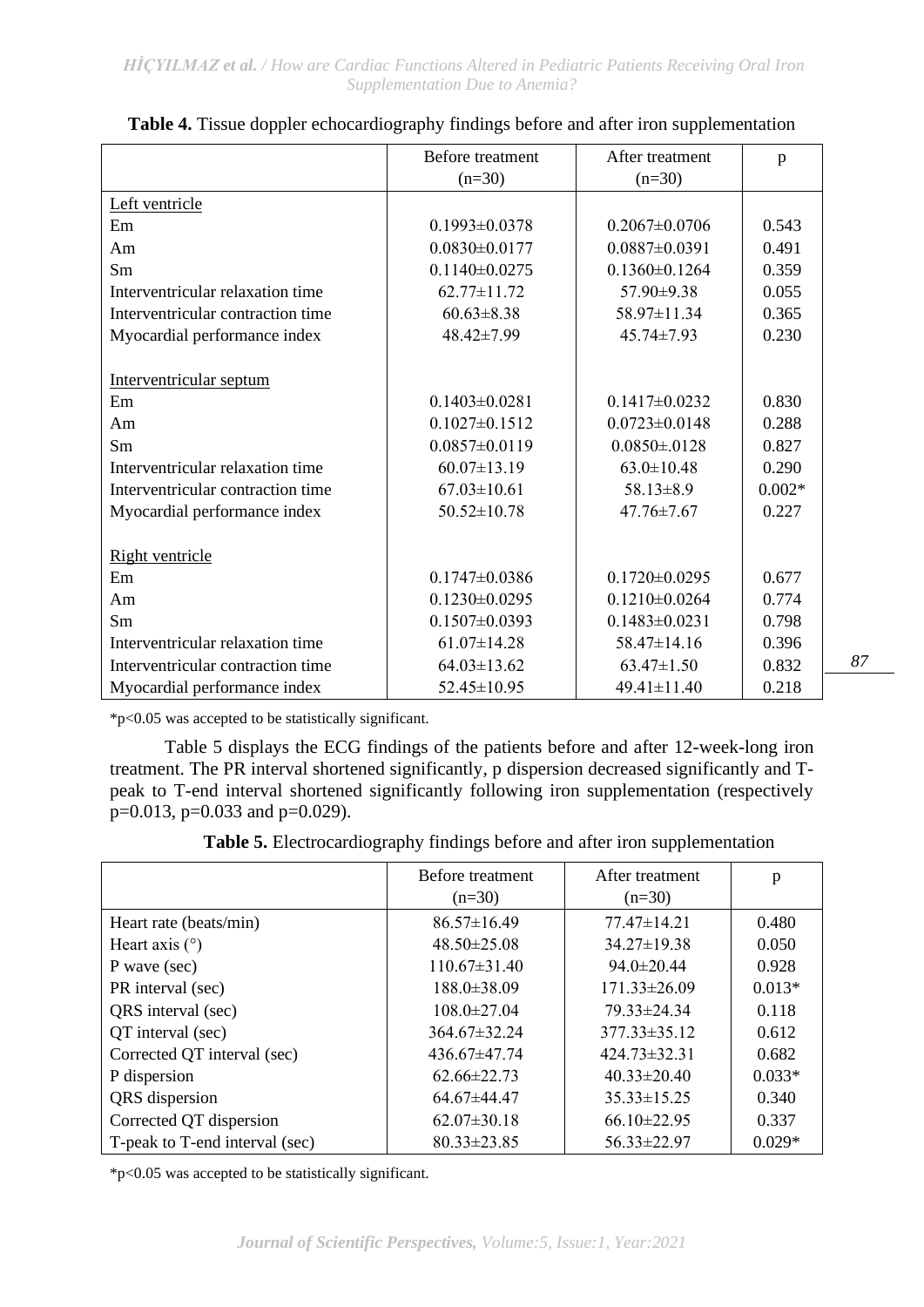**Table 4.** Tissue doppler echocardiography findings before and after iron supplementation

| | Before treatment (n=30) | After treatment (n=30) | p |
|---|---|---|---|
| Left ventricle | | | |
| Em | 0.1993±0.0378 | 0.2067±0.0706 | 0.543 |
| Am | 0.0830±0.0177 | 0.0887±0.0391 | 0.491 |
| Sm | 0.1140±0.0275 | 0.1360±0.1264 | 0.359 |
| Interventricular relaxation time | 62.77±11.72 | 57.90±9.38 | 0.055 |
| Interventricular contraction time | 60.63±8.38 | 58.97±11.34 | 0.365 |
| Myocardial performance index | 48.42±7.99 | 45.74±7.93 | 0.230 |
| Interventricular septum | | | |
| Em | 0.1403±0.0281 | 0.1417±0.0232 | 0.830 |
| Am | 0.1027±0.1512 | 0.0723±0.0148 | 0.288 |
| Sm | 0.0857±0.0119 | 0.0850±.0128 | 0.827 |
| Interventricular relaxation time | 60.07±13.19 | 63.0±10.48 | 0.290 |
| Interventricular contraction time | 67.03±10.61 | 58.13±8.9 | 0.002* |
| Myocardial performance index | 50.52±10.78 | 47.76±7.67 | 0.227 |
| Right ventricle | | | |
| Em | 0.1747±0.0386 | 0.1720±0.0295 | 0.677 |
| Am | 0.1230±0.0295 | 0.1210±0.0264 | 0.774 |
| Sm | 0.1507±0.0393 | 0.1483±0.0231 | 0.798 |
| Interventricular relaxation time | 61.07±14.28 | 58.47±14.16 | 0.396 |
| Interventricular contraction time | 64.03±13.62 | 63.47±1.50 | 0.832 |
| Myocardial performance index | 52.45±10.95 | 49.41±11.40 | 0.218 |

*p<0.05 was accepted to be statistically significant.

Table 5 displays the ECG findings of the patients before and after 12-week-long iron treatment. The PR interval shortened significantly, p dispersion decreased significantly and T-peak to T-end interval shortened significantly following iron supplementation (respectively p=0.013, p=0.033 and p=0.029).

**Table 5.** Electrocardiography findings before and after iron supplementation

| | Before treatment (n=30) | After treatment (n=30) | p |
|---|---|---|---|
| Heart rate (beats/min) | 86.57±16.49 | 77.47±14.21 | 0.480 |
| Heart axis (°) | 48.50±25.08 | 34.27±19.38 | 0.050 |
| P wave (sec) | 110.67±31.40 | 94.0±20.44 | 0.928 |
| PR interval (sec) | 188.0±38.09 | 171.33±26.09 | 0.013* |
| QRS interval (sec) | 108.0±27.04 | 79.33±24.34 | 0.118 |
| QT interval (sec) | 364.67±32.24 | 377.33±35.12 | 0.612 |
| Corrected QT interval (sec) | 436.67±47.74 | 424.73±32.31 | 0.682 |
| P dispersion | 62.66±22.73 | 40.33±20.40 | 0.033* |
| QRS dispersion | 64.67±44.47 | 35.33±15.25 | 0.340 |
| Corrected QT dispersion | 62.07±30.18 | 66.10±22.95 | 0.337 |
| T-peak to T-end interval (sec) | 80.33±23.85 | 56.33±22.97 | 0.029* |

*p<0.05 was accepted to be statistically significant.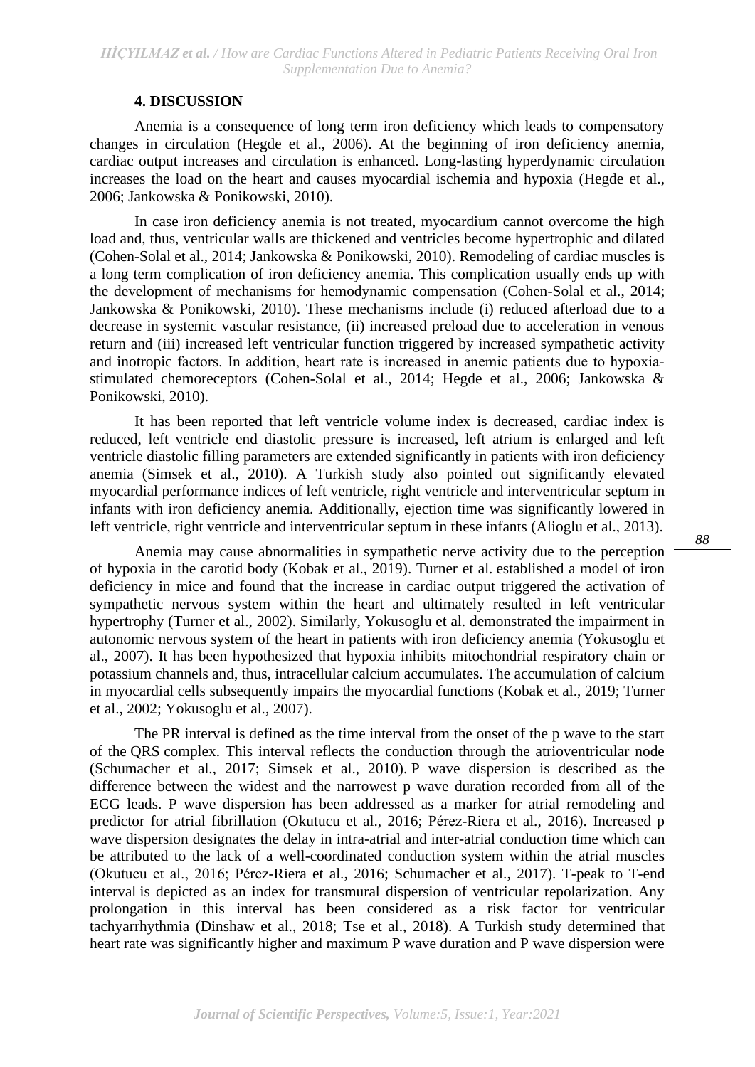## 4. DISCUSSION

Anemia is a consequence of long term iron deficiency which leads to compensatory changes in circulation (Hegde et al., 2006). At the beginning of iron deficiency anemia, cardiac output increases and circulation is enhanced. Long-lasting hyperdynamic circulation increases the load on the heart and causes myocardial ischemia and hypoxia (Hegde et al., 2006; Jankowska & Ponikowski, 2010).

In case iron deficiency anemia is not treated, myocardium cannot overcome the high load and, thus, ventricular walls are thickened and ventricles become hypertrophic and dilated (Cohen-Solal et al., 2014; Jankowska & Ponikowski, 2010). Remodeling of cardiac muscles is a long term complication of iron deficiency anemia. This complication usually ends up with the development of mechanisms for hemodynamic compensation (Cohen-Solal et al., 2014; Jankowska & Ponikowski, 2010). These mechanisms include (i) reduced afterload due to a decrease in systemic vascular resistance, (ii) increased preload due to acceleration in venous return and (iii) increased left ventricular function triggered by increased sympathetic activity and inotropic factors. In addition, heart rate is increased in anemic patients due to hypoxia-stimulated chemoreceptors (Cohen-Solal et al., 2014; Hegde et al., 2006; Jankowska & Ponikowski, 2010).

It has been reported that left ventricle volume index is decreased, cardiac index is reduced, left ventricle end diastolic pressure is increased, left atrium is enlarged and left ventricle diastolic filling parameters are extended significantly in patients with iron deficiency anemia (Simsek et al., 2010). A Turkish study also pointed out significantly elevated myocardial performance indices of left ventricle, right ventricle and interventricular septum in infants with iron deficiency anemia. Additionally, ejection time was significantly lowered in left ventricle, right ventricle and interventricular septum in these infants (Alioglu et al., 2013).

Anemia may cause abnormalities in sympathetic nerve activity due to the perception of hypoxia in the carotid body (Kobak et al., 2019). Turner et al. established a model of iron deficiency in mice and found that the increase in cardiac output triggered the activation of sympathetic nervous system within the heart and ultimately resulted in left ventricular hypertrophy (Turner et al., 2002). Similarly, Yokusoglu et al. demonstrated the impairment in autonomic nervous system of the heart in patients with iron deficiency anemia (Yokusoglu et al., 2007). It has been hypothesized that hypoxia inhibits mitochondrial respiratory chain or potassium channels and, thus, intracellular calcium accumulates. The accumulation of calcium in myocardial cells subsequently impairs the myocardial functions (Kobak et al., 2019; Turner et al., 2002; Yokusoglu et al., 2007).

The PR interval is defined as the time interval from the onset of the p wave to the start of the QRS complex. This interval reflects the conduction through the atrioventricular node (Schumacher et al., 2017; Simsek et al., 2010). P wave dispersion is described as the difference between the widest and the narrowest p wave duration recorded from all of the ECG leads. P wave dispersion has been addressed as a marker for atrial remodeling and predictor for atrial fibrillation (Okutucu et al., 2016; Pérez-Riera et al., 2016). Increased p wave dispersion designates the delay in intra-atrial and inter-atrial conduction time which can be attributed to the lack of a well-coordinated conduction system within the atrial muscles (Okutucu et al., 2016; Pérez-Riera et al., 2016; Schumacher et al., 2017). T-peak to T-end interval is depicted as an index for transmural dispersion of ventricular repolarization. Any prolongation in this interval has been considered as a risk factor for ventricular tachyarrhythmia (Dinshaw et al., 2018; Tse et al., 2018). A Turkish study determined that heart rate was significantly higher and maximum P wave duration and P wave dispersion were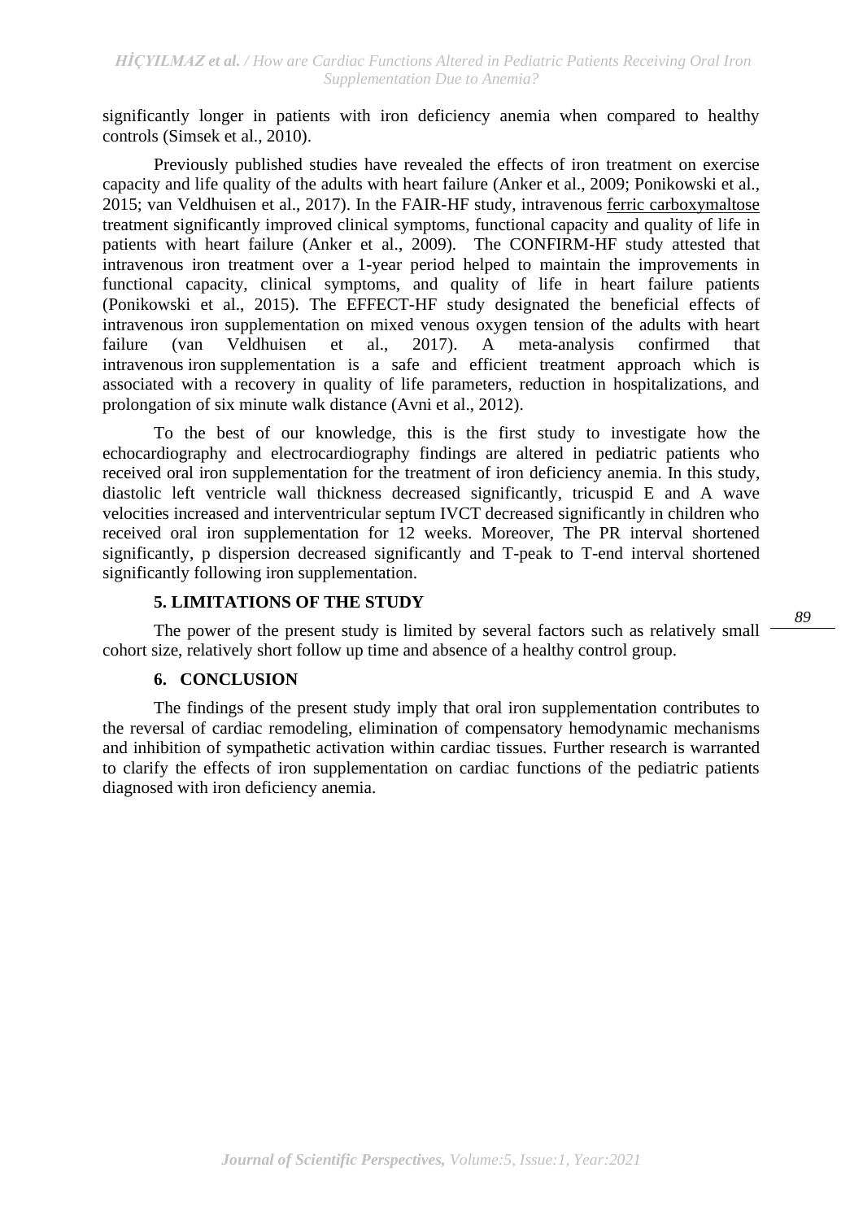significantly longer in patients with iron deficiency anemia when compared to healthy controls (Simsek et al., 2010).

Previously published studies have revealed the effects of iron treatment on exercise capacity and life quality of the adults with heart failure (Anker et al., 2009; Ponikowski et al., 2015; van Veldhuisen et al., 2017). In the FAIR-HF study, intravenous ferric carboxymaltose treatment significantly improved clinical symptoms, functional capacity and quality of life in patients with heart failure (Anker et al., 2009). The CONFIRM-HF study attested that intravenous iron treatment over a 1-year period helped to maintain the improvements in functional capacity, clinical symptoms, and quality of life in heart failure patients (Ponikowski et al., 2015). The EFFECT-HF study designated the beneficial effects of intravenous iron supplementation on mixed venous oxygen tension of the adults with heart failure (van Veldhuisen et al., 2017). A meta-analysis confirmed that intravenous iron supplementation is a safe and efficient treatment approach which is associated with a recovery in quality of life parameters, reduction in hospitalizations, and prolongation of six minute walk distance (Avni et al., 2012).

To the best of our knowledge, this is the first study to investigate how the echocardiography and electrocardiography findings are altered in pediatric patients who received oral iron supplementation for the treatment of iron deficiency anemia. In this study, diastolic left ventricle wall thickness decreased significantly, tricuspid E and A wave velocities increased and interventricular septum IVCT decreased significantly in children who received oral iron supplementation for 12 weeks. Moreover, The PR interval shortened significantly, p dispersion decreased significantly and T-peak to T-end interval shortened significantly following iron supplementation.

## 5. LIMITATIONS OF THE STUDY

The power of the present study is limited by several factors such as relatively small cohort size, relatively short follow up time and absence of a healthy control group.

## 6. CONCLUSION

The findings of the present study imply that oral iron supplementation contributes to the reversal of cardiac remodeling, elimination of compensatory hemodynamic mechanisms and inhibition of sympathetic activation within cardiac tissues. Further research is warranted to clarify the effects of iron supplementation on cardiac functions of the pediatric patients diagnosed with iron deficiency anemia.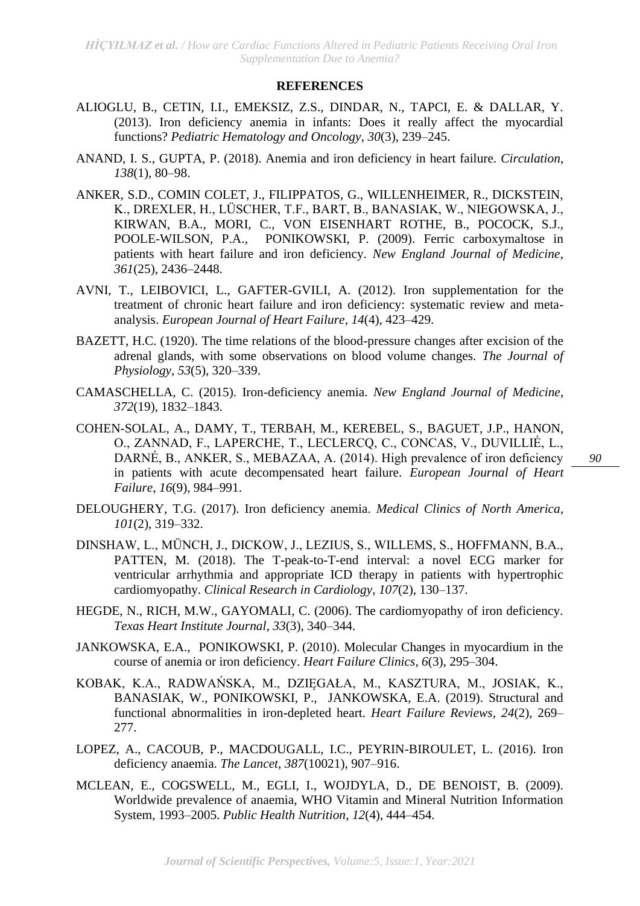**REFERENCES**

ALIOGLU, B., CETIN, I.I., EMEKSIZ, Z.S., DINDAR, N., TAPCI, E. & DALLAR, Y. (2013). Iron deficiency anemia in infants: Does it really affect the myocardial functions? *Pediatric Hematology and Oncology*, *30*(3), 239–245.

ANAND, I. S., GUPTA, P. (2018). Anemia and iron deficiency in heart failure. *Circulation*, *138*(1), 80–98.

ANKER, S.D., COMIN COLET, J., FILIPPATOS, G., WILLENHEIMER, R., DICKSTEIN, K., DREXLER, H., LÜSCHER, T.F., BART, B., BANASIAK, W., NIEGOWSKA, J., KIRWAN, B.A., MORI, C., VON EISENHART ROTHE, B., POCOCK, S.J., POOLE-WILSON, P.A., PONIKOWSKI, P. (2009). Ferric carboxymaltose in patients with heart failure and iron deficiency. *New England Journal of Medicine*, *361*(25), 2436–2448.

AVNI, T., LEIBOVICI, L., GAFTER-GVILI, A. (2012). Iron supplementation for the treatment of chronic heart failure and iron deficiency: systematic review and meta-analysis. *European Journal of Heart Failure*, *14*(4), 423–429.

BAZETT, H.C. (1920). The time relations of the blood-pressure changes after excision of the adrenal glands, with some observations on blood volume changes. *The Journal of Physiology*, *53*(5), 320–339.

CAMASCHELLA, C. (2015). Iron-deficiency anemia. *New England Journal of Medicine*, *372*(19), 1832–1843.

COHEN-SOLAL, A., DAMY, T., TERBAH, M., KEREBEL, S., BAGUET, J.P., HANON, O., ZANNAD, F., LAPERCHE, T., LECLERCQ, C., CONCAS, V., DUVILLIÉ, L., DARNÉ, B., ANKER, S., MEBAZAA, A. (2014). High prevalence of iron deficiency in patients with acute decompensated heart failure. *European Journal of Heart Failure*, *16*(9), 984–991.

DELOUGHERY, T.G. (2017). Iron deficiency anemia. *Medical Clinics of North America*, *101*(2), 319–332.

DINSHAW, L., MÜNCH, J., DICKOW, J., LEZIUS, S., WILLEMS, S., HOFFMANN, B.A., PATTEN, M. (2018). The T-peak-to-T-end interval: a novel ECG marker for ventricular arrhythmia and appropriate ICD therapy in patients with hypertrophic cardiomyopathy. *Clinical Research in Cardiology*, *107*(2), 130–137.

HEGDE, N., RICH, M.W., GAYOMALI, C. (2006). The cardiomyopathy of iron deficiency. *Texas Heart Institute Journal*, *33*(3), 340–344.

JANKOWSKA, E.A., PONIKOWSKI, P. (2010). Molecular Changes in myocardium in the course of anemia or iron deficiency. *Heart Failure Clinics*, *6*(3), 295–304.

KOBAK, K.A., RADWAŃSKA, M., DZIĘGAŁA, M., KASZTURA, M., JOSIAK, K., BANASIAK, W., PONIKOWSKI, P., JANKOWSKA, E.A. (2019). Structural and functional abnormalities in iron-depleted heart. *Heart Failure Reviews*, *24*(2), 269–277.

LOPEZ, A., CACOUB, P., MACDOUGALL, I.C., PEYRIN-BIROULET, L. (2016). Iron deficiency anaemia. *The Lancet*, *387*(10021), 907–916.

MCLEAN, E., COGSWELL, M., EGLI, I., WOJDYLA, D., DE BENOIST, B. (2009). Worldwide prevalence of anaemia, WHO Vitamin and Mineral Nutrition Information System, 1993–2005. *Public Health Nutrition*, *12*(4), 444–454.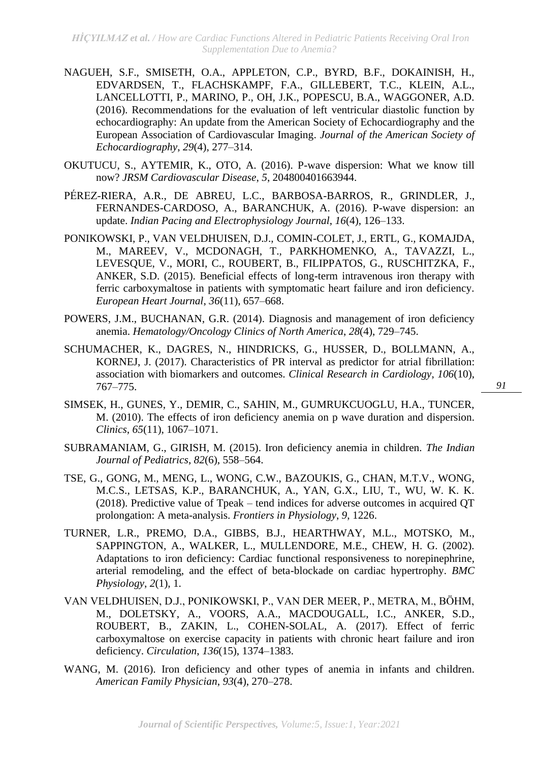NAGUEH, S.F., SMISETH, O.A., APPLETON, C.P., BYRD, B.F., DOKAINISH, H., EDVARDSEN, T., FLACHSKAMPF, F.A., GILLEBERT, T.C., KLEIN, A.L., LANCELLOTTI, P., MARINO, P., OH, J.K., POPESCU, B.A., WAGGONER, A.D. (2016). Recommendations for the evaluation of left ventricular diastolic function by echocardiography: An update from the American Society of Echocardiography and the European Association of Cardiovascular Imaging. *Journal of the American Society of Echocardiography*, *29*(4), 277–314.

OKUTUCU, S., AYTEMIR, K., OTO, A. (2016). P-wave dispersion: What we know till now? *JRSM Cardiovascular Disease*, *5*, 204800401663944.

PÉREZ-RIERA, A.R., DE ABREU, L.C., BARBOSA-BARROS, R., GRINDLER, J., FERNANDES-CARDOSO, A., BARANCHUK, A. (2016). P-wave dispersion: an update. *Indian Pacing and Electrophysiology Journal*, *16*(4), 126–133.

PONIKOWSKI, P., VAN VELDHUISEN, D.J., COMIN-COLET, J., ERTL, G., KOMAJDA, M., MAREEV, V., MCDONAGH, T., PARKHOMENKO, A., TAVAZZI, L., LEVESQUE, V., MORI, C., ROUBERT, B., FILIPPATOS, G., RUSCHITZKA, F., ANKER, S.D. (2015). Beneficial effects of long-term intravenous iron therapy with ferric carboxymaltose in patients with symptomatic heart failure and iron deficiency. *European Heart Journal*, *36*(11), 657–668.

POWERS, J.M., BUCHANAN, G.R. (2014). Diagnosis and management of iron deficiency anemia. *Hematology/Oncology Clinics of North America*, *28*(4), 729–745.

SCHUMACHER, K., DAGRES, N., HINDRICKS, G., HUSSER, D., BOLLMANN, A., KORNEJ, J. (2017). Characteristics of PR interval as predictor for atrial fibrillation: association with biomarkers and outcomes. *Clinical Research in Cardiology*, *106*(10), 767–775.

SIMSEK, H., GUNES, Y., DEMIR, C., SAHIN, M., GUMRUKCUOGLU, H.A., TUNCER, M. (2010). The effects of iron deficiency anemia on p wave duration and dispersion. *Clinics*, *65*(11), 1067–1071.

SUBRAMANIAM, G., GIRISH, M. (2015). Iron deficiency anemia in children. *The Indian Journal of Pediatrics*, *82*(6), 558–564.

TSE, G., GONG, M., MENG, L., WONG, C.W., BAZOUKIS, G., CHAN, M.T.V., WONG, M.C.S., LETSAS, K.P., BARANCHUK, A., YAN, G.X., LIU, T., WU, W. K. K. (2018). Predictive value of Tpeak – tend indices for adverse outcomes in acquired QT prolongation: A meta-analysis. *Frontiers in Physiology*, *9*, 1226.

TURNER, L.R., PREMO, D.A., GIBBS, B.J., HEARTHWAY, M.L., MOTSKO, M., SAPPINGTON, A., WALKER, L., MULLENDORE, M.E., CHEW, H. G. (2002). Adaptations to iron deficiency: Cardiac functional responsiveness to norepinephrine, arterial remodeling, and the effect of beta-blockade on cardiac hypertrophy. *BMC Physiology*, *2*(1), 1.

VAN VELDHUISEN, D.J., PONIKOWSKI, P., VAN DER MEER, P., METRA, M., BÖHM, M., DOLETSKY, A., VOORS, A.A., MACDOUGALL, I.C., ANKER, S.D., ROUBERT, B., ZAKIN, L., COHEN-SOLAL, A. (2017). Effect of ferric carboxymaltose on exercise capacity in patients with chronic heart failure and iron deficiency. *Circulation*, *136*(15), 1374–1383.

WANG, M. (2016). Iron deficiency and other types of anemia in infants and children. *American Family Physician*, *93*(4), 270–278.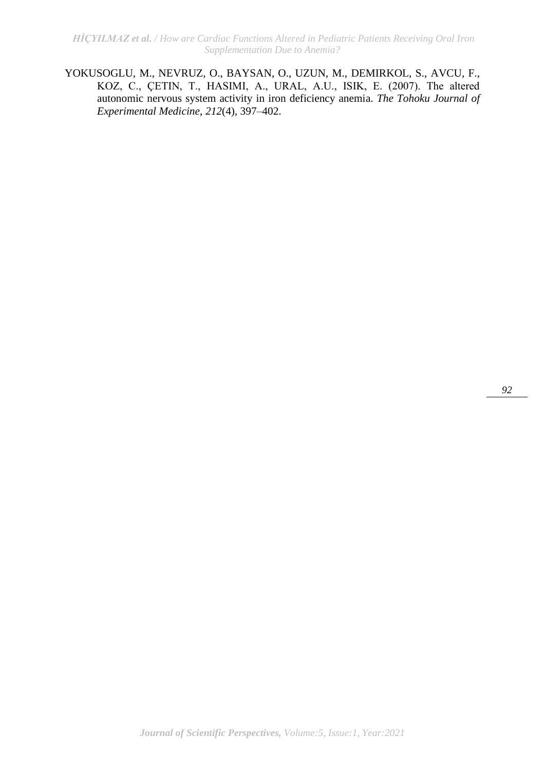YOKUSOGLU, M., NEVRUZ, O., BAYSAN, O., UZUN, M., DEMIRKOL, S., AVCU, F., KOZ, C., ÇETIN, T., HASIMI, A., URAL, A.U., ISIK, E. (2007). The altered autonomic nervous system activity in iron deficiency anemia. *The Tohoku Journal of Experimental Medicine*, *212*(4), 397–402.